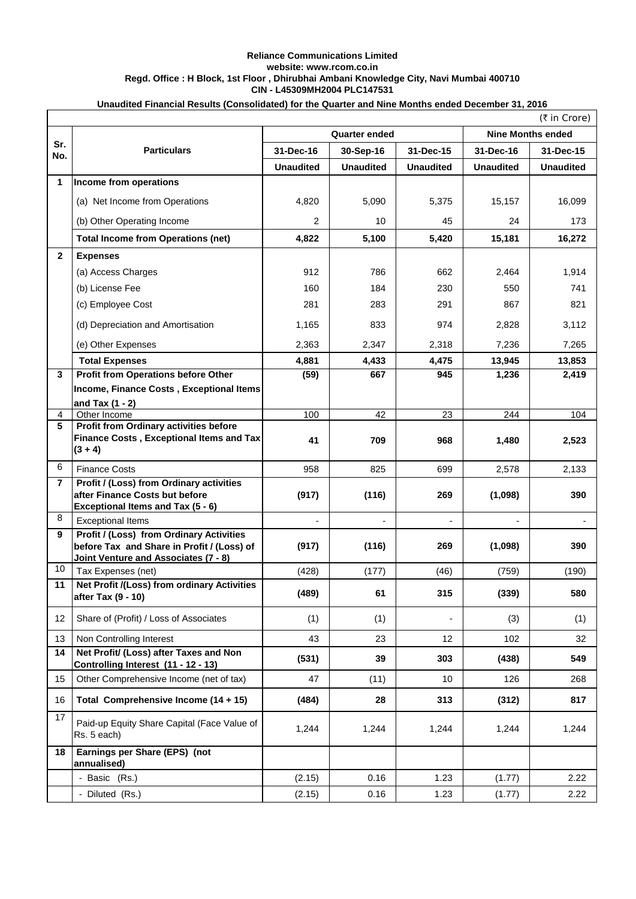**Reliance Communications Limited**
**website: www.rcom.co.in**
**Regd. Office : H Block, 1st Floor , Dhirubhai Ambani Knowledge City, Navi Mumbai 400710**
**CIN - L45309MH2004 PLC147531**

**Unaudited Financial Results (Consolidated) for the Quarter and Nine Months ended December 31, 2016**

(₹ in Crore)

| Sr. No. | Particulars | Quarter ended | | | Nine Months ended | |
|---|---|---|---|---|---|---|
| | | 31-Dec-16 | 30-Sep-16 | 31-Dec-15 | 31-Dec-16 | 31-Dec-15 |
| | | Unaudited | Unaudited | Unaudited | Unaudited | Unaudited |
| **1** | **Income from operations** | | | | | |
| | (a) Net Income from Operations | 4,820 | 5,090 | 5,375 | 15,157 | 16,099 |
| | (b) Other Operating Income | 2 | 10 | 45 | 24 | 173 |
| | **Total Income from Operations (net)** | **4,822** | **5,100** | **5,420** | **15,181** | **16,272** |
| **2** | **Expenses** | | | | | |
| | (a) Access Charges | 912 | 786 | 662 | 2,464 | 1,914 |
| | (b) License Fee | 160 | 184 | 230 | 550 | 741 |
| | (c) Employee Cost | 281 | 283 | 291 | 867 | 821 |
| | (d) Depreciation and Amortisation | 1,165 | 833 | 974 | 2,828 | 3,112 |
| | (e) Other Expenses | 2,363 | 2,347 | 2,318 | 7,236 | 7,265 |
| | **Total Expenses** | **4,881** | **4,433** | **4,475** | **13,945** | **13,853** |
| **3** | **Profit from Operations before Other Income, Finance Costs , Exceptional Items and Tax (1 - 2)** | **(59)** | **667** | **945** | **1,236** | **2,419** |
| 4 | Other Income | 100 | 42 | 23 | 244 | 104 |
| **5** | **Profit from Ordinary activities before Finance Costs , Exceptional Items and Tax (3 + 4)** | **41** | **709** | **968** | **1,480** | **2,523** |
| 6 | Finance Costs | 958 | 825 | 699 | 2,578 | 2,133 |
| **7** | **Profit / (Loss) from Ordinary activities after Finance Costs but before Exceptional Items and Tax (5 - 6)** | **(917)** | **(116)** | **269** | **(1,098)** | **390** |
| 8 | Exceptional Items | - | - | - | - | - |
| **9** | **Profit / (Loss) from Ordinary Activities before Tax and Share in Profit / (Loss) of Joint Venture and Associates (7 - 8)** | **(917)** | **(116)** | **269** | **(1,098)** | **390** |
| 10 | Tax Expenses (net) | (428) | (177) | (46) | (759) | (190) |
| **11** | **Net Profit /(Loss) from ordinary Activities after Tax (9 - 10)** | **(489)** | **61** | **315** | **(339)** | **580** |
| 12 | Share of (Profit) / Loss of Associates | (1) | (1) | - | (3) | (1) |
| 13 | Non Controlling Interest | 43 | 23 | 12 | 102 | 32 |
| **14** | **Net Profit/ (Loss) after Taxes and Non Controlling Interest (11 - 12 - 13)** | **(531)** | **39** | **303** | **(438)** | **549** |
| 15 | Other Comprehensive Income (net of tax) | 47 | (11) | 10 | 126 | 268 |
| 16 | **Total Comprehensive Income (14 + 15)** | **(484)** | **28** | **313** | **(312)** | **817** |
| 17 | Paid-up Equity Share Capital (Face Value of Rs. 5 each) | 1,244 | 1,244 | 1,244 | 1,244 | 1,244 |
| **18** | **Earnings per Share (EPS) (not annualised)** | | | | | |
| | - Basic (Rs.) | (2.15) | 0.16 | 1.23 | (1.77) | 2.22 |
| | - Diluted (Rs.) | (2.15) | 0.16 | 1.23 | (1.77) | 2.22 |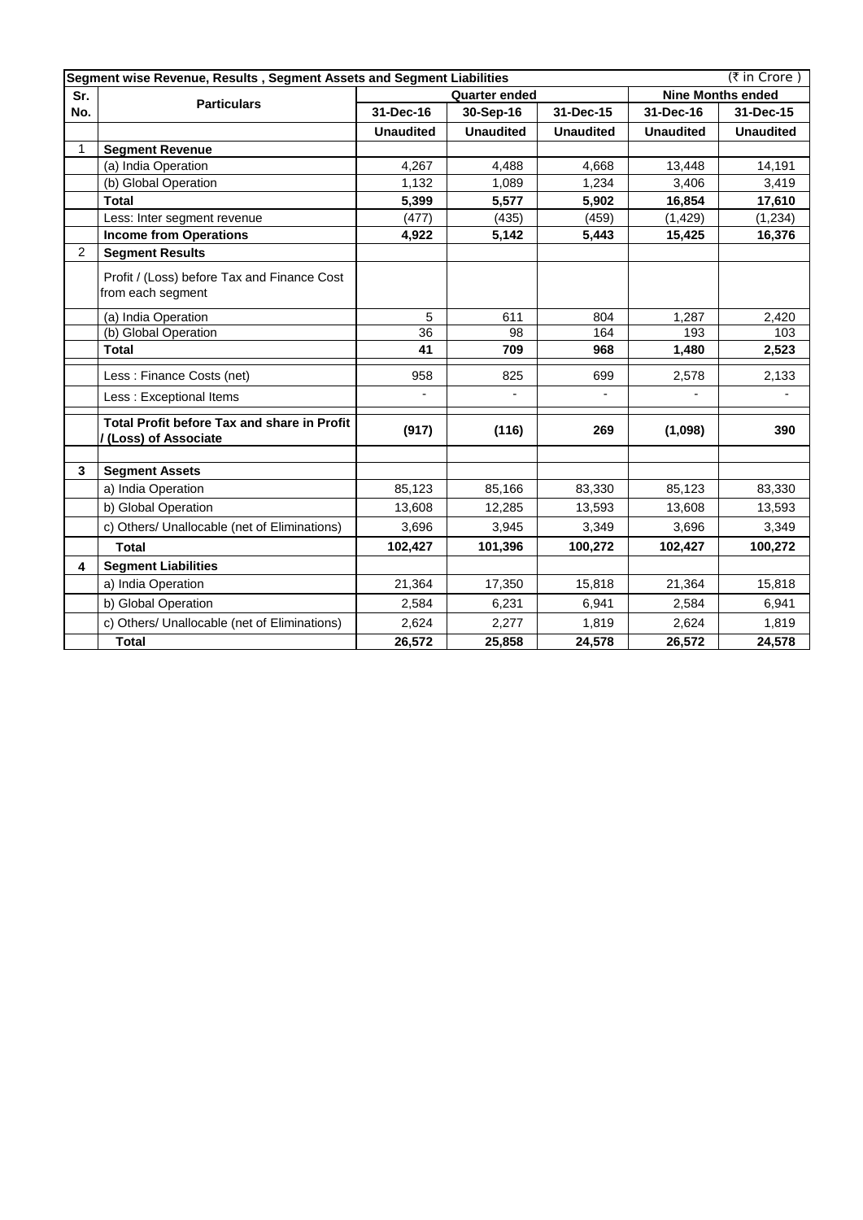| Segment wise Revenue, Results , Segment Assets and Segment Liabilities | | | | | | (₹ in Crore ) |
|---|---|---|---|---|---|---|
| Sr. No. | Particulars | Quarter ended | | | Nine Months ended | |
| | | 31-Dec-16 | 30-Sep-16 | 31-Dec-15 | 31-Dec-16 | 31-Dec-15 |
| | | **Unaudited** | **Unaudited** | **Unaudited** | **Unaudited** | **Unaudited** |
| 1 | **Segment Revenue** | | | | | |
| | (a) India Operation | 4,267 | 4,488 | 4,668 | 13,448 | 14,191 |
| | (b) Global Operation | 1,132 | 1,089 | 1,234 | 3,406 | 3,419 |
| | **Total** | **5,399** | **5,577** | **5,902** | **16,854** | **17,610** |
| | Less: Inter segment revenue | (477) | (435) | (459) | (1,429) | (1,234) |
| | **Income from Operations** | **4,922** | **5,142** | **5,443** | **15,425** | **16,376** |
| 2 | **Segment Results** | | | | | |
| | Profit / (Loss) before Tax and Finance Cost from each segment | | | | | |
| | (a) India Operation | 5 | 611 | 804 | 1,287 | 2,420 |
| | (b) Global Operation | 36 | 98 | 164 | 193 | 103 |
| | **Total** | **41** | **709** | **968** | **1,480** | **2,523** |
| | Less : Finance Costs (net) | 958 | 825 | 699 | 2,578 | 2,133 |
| | Less : Exceptional Items | - | - | - | - | - |
| | **Total Profit before Tax and share in Profit / (Loss) of Associate** | **(917)** | **(116)** | **269** | **(1,098)** | **390** |
| 3 | **Segment Assets** | | | | | |
| | a) India Operation | 85,123 | 85,166 | 83,330 | 85,123 | 83,330 |
| | b) Global Operation | 13,608 | 12,285 | 13,593 | 13,608 | 13,593 |
| | c) Others/ Unallocable (net of Eliminations) | 3,696 | 3,945 | 3,349 | 3,696 | 3,349 |
| | **Total** | **102,427** | **101,396** | **100,272** | **102,427** | **100,272** |
| 4 | **Segment Liabilities** | | | | | |
| | a) India Operation | 21,364 | 17,350 | 15,818 | 21,364 | 15,818 |
| | b) Global Operation | 2,584 | 6,231 | 6,941 | 2,584 | 6,941 |
| | c) Others/ Unallocable (net of Eliminations) | 2,624 | 2,277 | 1,819 | 2,624 | 1,819 |
| | **Total** | **26,572** | **25,858** | **24,578** | **26,572** | **24,578** |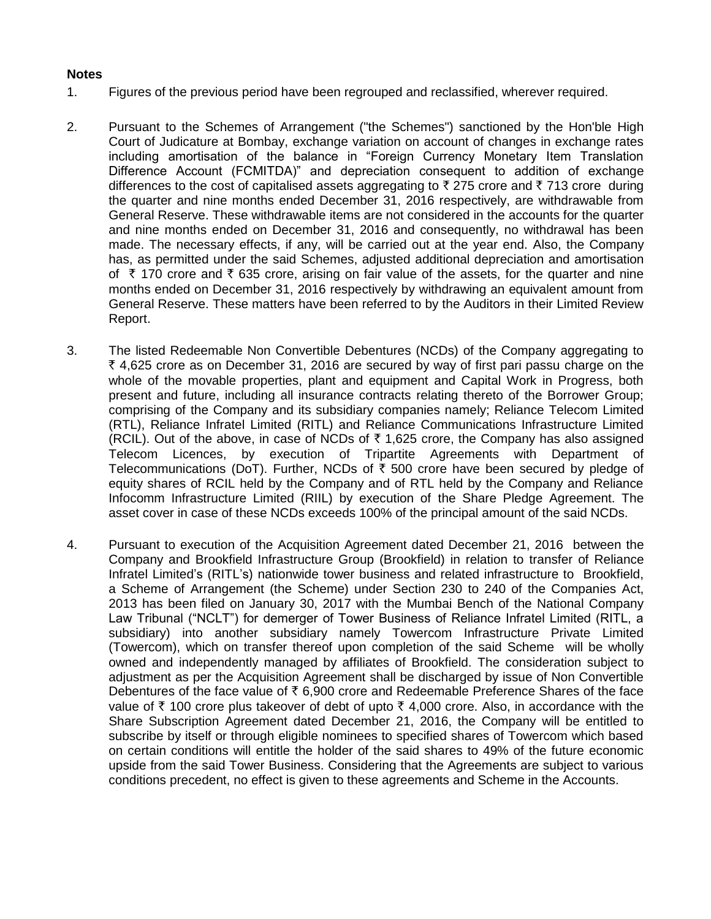**Notes**

1. Figures of the previous period have been regrouped and reclassified, wherever required.

2. Pursuant to the Schemes of Arrangement ("the Schemes") sanctioned by the Hon'ble High Court of Judicature at Bombay, exchange variation on account of changes in exchange rates including amortisation of the balance in "Foreign Currency Monetary Item Translation Difference Account (FCMITDA)" and depreciation consequent to addition of exchange differences to the cost of capitalised assets aggregating to ₹ 275 crore and ₹ 713 crore during the quarter and nine months ended December 31, 2016 respectively, are withdrawable from General Reserve. These withdrawable items are not considered in the accounts for the quarter and nine months ended on December 31, 2016 and consequently, no withdrawal has been made. The necessary effects, if any, will be carried out at the year end. Also, the Company has, as permitted under the said Schemes, adjusted additional depreciation and amortisation of ₹ 170 crore and ₹ 635 crore, arising on fair value of the assets, for the quarter and nine months ended on December 31, 2016 respectively by withdrawing an equivalent amount from General Reserve. These matters have been referred to by the Auditors in their Limited Review Report.

3. The listed Redeemable Non Convertible Debentures (NCDs) of the Company aggregating to ₹ 4,625 crore as on December 31, 2016 are secured by way of first pari passu charge on the whole of the movable properties, plant and equipment and Capital Work in Progress, both present and future, including all insurance contracts relating thereto of the Borrower Group; comprising of the Company and its subsidiary companies namely; Reliance Telecom Limited (RTL), Reliance Infratel Limited (RITL) and Reliance Communications Infrastructure Limited (RCIL). Out of the above, in case of NCDs of ₹ 1,625 crore, the Company has also assigned Telecom Licences, by execution of Tripartite Agreements with Department of Telecommunications (DoT). Further, NCDs of ₹ 500 crore have been secured by pledge of equity shares of RCIL held by the Company and of RTL held by the Company and Reliance Infocomm Infrastructure Limited (RIIL) by execution of the Share Pledge Agreement. The asset cover in case of these NCDs exceeds 100% of the principal amount of the said NCDs.

4. Pursuant to execution of the Acquisition Agreement dated December 21, 2016 between the Company and Brookfield Infrastructure Group (Brookfield) in relation to transfer of Reliance Infratel Limited's (RITL's) nationwide tower business and related infrastructure to Brookfield, a Scheme of Arrangement (the Scheme) under Section 230 to 240 of the Companies Act, 2013 has been filed on January 30, 2017 with the Mumbai Bench of the National Company Law Tribunal ("NCLT") for demerger of Tower Business of Reliance Infratel Limited (RITL, a subsidiary) into another subsidiary namely Towercom Infrastructure Private Limited (Towercom), which on transfer thereof upon completion of the said Scheme will be wholly owned and independently managed by affiliates of Brookfield. The consideration subject to adjustment as per the Acquisition Agreement shall be discharged by issue of Non Convertible Debentures of the face value of ₹ 6,900 crore and Redeemable Preference Shares of the face value of ₹ 100 crore plus takeover of debt of upto ₹ 4,000 crore. Also, in accordance with the Share Subscription Agreement dated December 21, 2016, the Company will be entitled to subscribe by itself or through eligible nominees to specified shares of Towercom which based on certain conditions will entitle the holder of the said shares to 49% of the future economic upside from the said Tower Business. Considering that the Agreements are subject to various conditions precedent, no effect is given to these agreements and Scheme in the Accounts.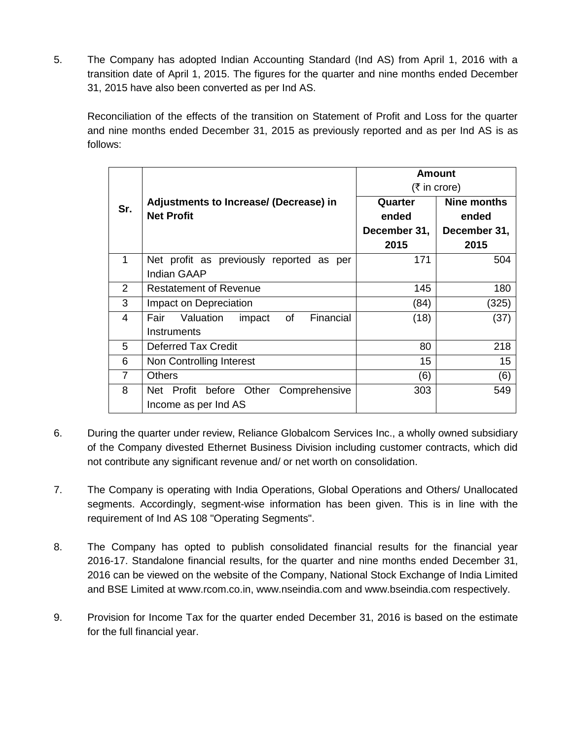5. The Company has adopted Indian Accounting Standard (Ind AS) from April 1, 2016 with a transition date of April 1, 2015. The figures for the quarter and nine months ended December 31, 2015 have also been converted as per Ind AS.

   Reconciliation of the effects of the transition on Statement of Profit and Loss for the quarter and nine months ended December 31, 2015 as previously reported and as per Ind AS is as follows:

| Sr. | Adjustments to Increase/ (Decrease) in Net Profit | Amount (₹ in crore) | |
|---|---|---|---|
| | | **Quarter ended December 31, 2015** | **Nine months ended December 31, 2015** |
| 1 | Net profit as previously reported as per Indian GAAP | 171 | 504 |
| 2 | Restatement of Revenue | 145 | 180 |
| 3 | Impact on Depreciation | (84) | (325) |
| 4 | Fair Valuation impact of Financial Instruments | (18) | (37) |
| 5 | Deferred Tax Credit | 80 | 218 |
| 6 | Non Controlling Interest | 15 | 15 |
| 7 | Others | (6) | (6) |
| 8 | Net Profit before Other Comprehensive Income as per Ind AS | 303 | 549 |

6. During the quarter under review, Reliance Globalcom Services Inc., a wholly owned subsidiary of the Company divested Ethernet Business Division including customer contracts, which did not contribute any significant revenue and/ or net worth on consolidation.

7. The Company is operating with India Operations, Global Operations and Others/ Unallocated segments. Accordingly, segment-wise information has been given. This is in line with the requirement of Ind AS 108 "Operating Segments".

8. The Company has opted to publish consolidated financial results for the financial year 2016-17. Standalone financial results, for the quarter and nine months ended December 31, 2016 can be viewed on the website of the Company, National Stock Exchange of India Limited and BSE Limited at www.rcom.co.in, www.nseindia.com and www.bseindia.com respectively.

9. Provision for Income Tax for the quarter ended December 31, 2016 is based on the estimate for the full financial year.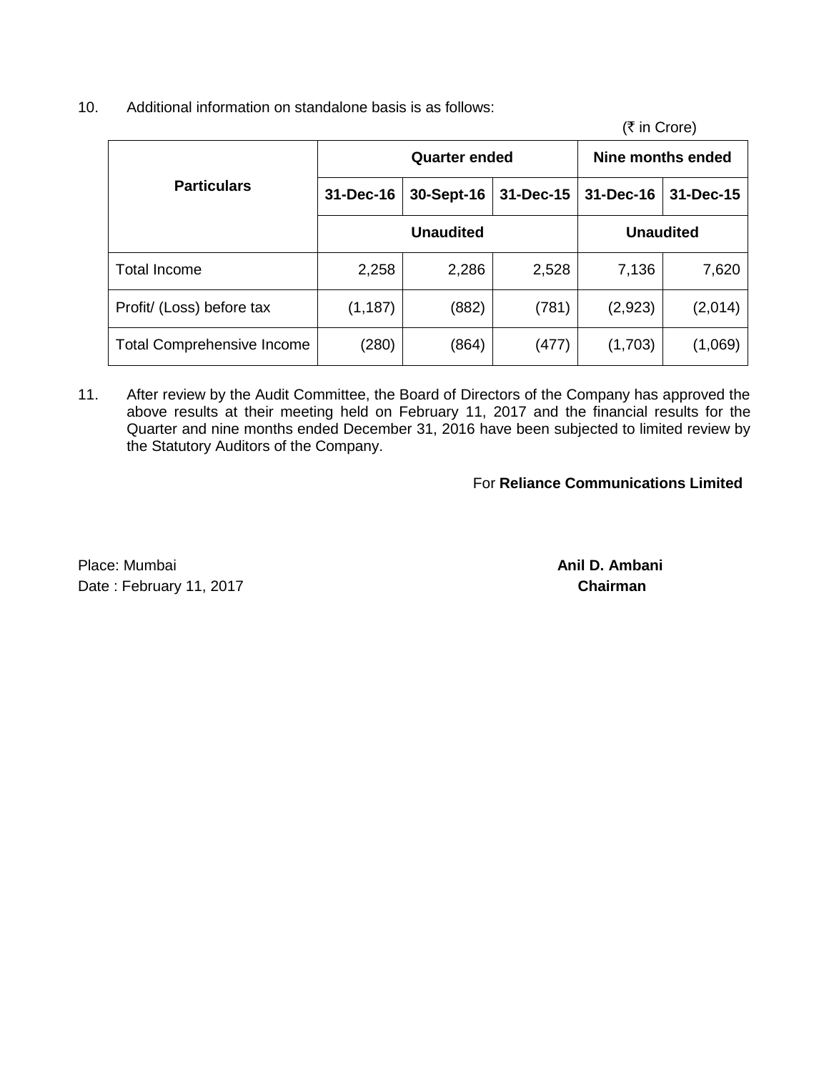10. Additional information on standalone basis is as follows:

(₹ in Crore)

| Particulars | Quarter ended | | | Nine months ended | |
|---|---|---|---|---|---|
| | 31-Dec-16 | 30-Sept-16 | 31-Dec-15 | 31-Dec-16 | 31-Dec-15 |
| | Unaudited | | | Unaudited | |
| Total Income | 2,258 | 2,286 | 2,528 | 7,136 | 7,620 |
| Profit/ (Loss) before tax | (1,187) | (882) | (781) | (2,923) | (2,014) |
| Total Comprehensive Income | (280) | (864) | (477) | (1,703) | (1,069) |

11. After review by the Audit Committee, the Board of Directors of the Company has approved the above results at their meeting held on February 11, 2017 and the financial results for the Quarter and nine months ended December 31, 2016 have been subjected to limited review by the Statutory Auditors of the Company.

For **Reliance Communications Limited**

Place: Mumbai
Date : February 11, 2017

**Anil D. Ambani**
**Chairman**